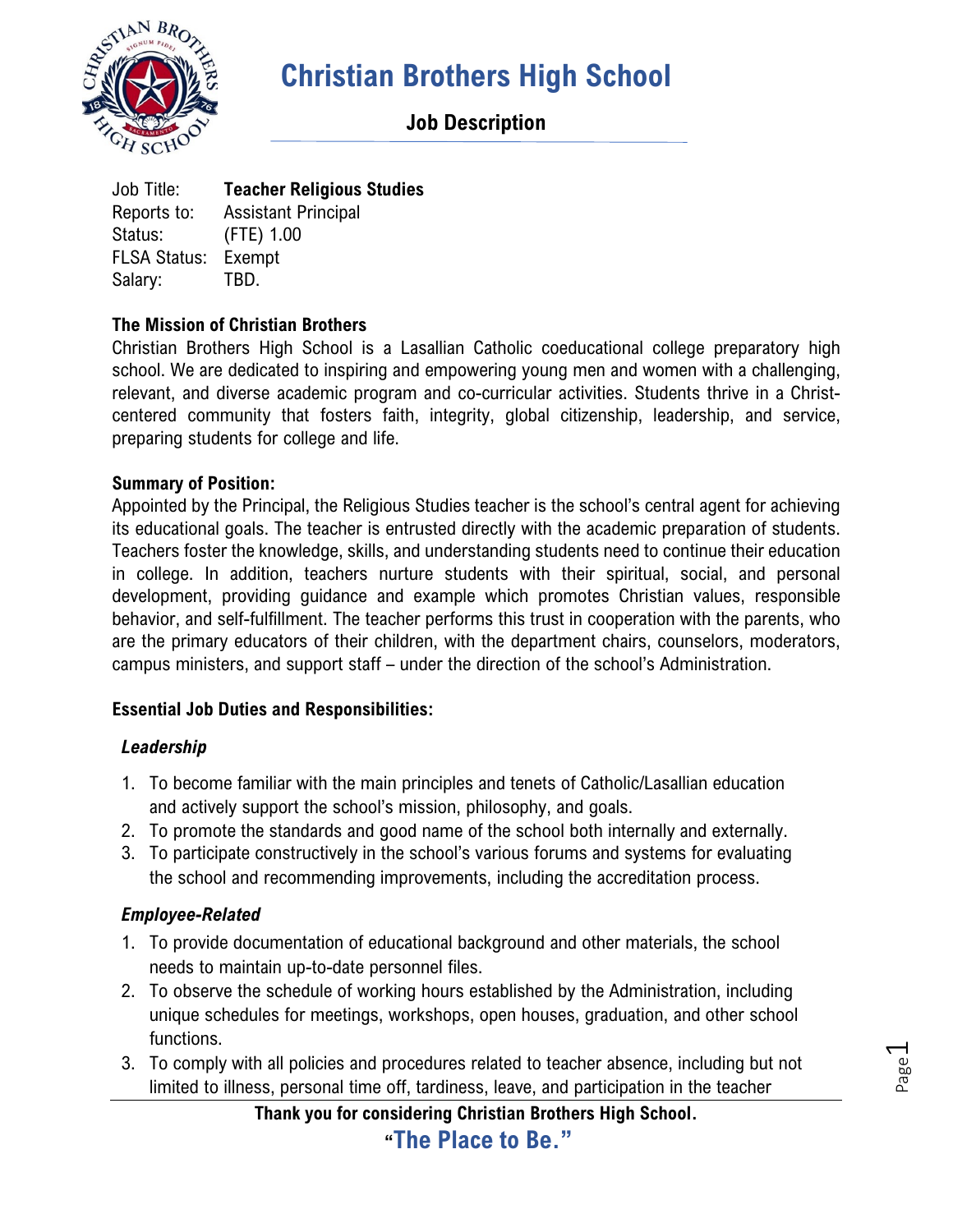# Christian Brothers High School

## Job Description

Job Title: **Teacher Religious Studies**
Reports to: Assistant Principal
Status: (FTE) 1.00
FLSA Status: Exempt
Salary: TBD.

**The Mission of Christian Brothers**

Christian Brothers High School is a Lasallian Catholic coeducational college preparatory high school. We are dedicated to inspiring and empowering young men and women with a challenging, relevant, and diverse academic program and co-curricular activities. Students thrive in a Christ-centered community that fosters faith, integrity, global citizenship, leadership, and service, preparing students for college and life.

**Summary of Position:**

Appointed by the Principal, the Religious Studies teacher is the school's central agent for achieving its educational goals. The teacher is entrusted directly with the academic preparation of students. Teachers foster the knowledge, skills, and understanding students need to continue their education in college. In addition, teachers nurture students with their spiritual, social, and personal development, providing guidance and example which promotes Christian values, responsible behavior, and self-fulfillment. The teacher performs this trust in cooperation with the parents, who are the primary educators of their children, with the department chairs, counselors, moderators, campus ministers, and support staff – under the direction of the school's Administration.

**Essential Job Duties and Responsibilities:**

***Leadership***

1. To become familiar with the main principles and tenets of Catholic/Lasallian education and actively support the school's mission, philosophy, and goals.
2. To promote the standards and good name of the school both internally and externally.
3. To participate constructively in the school's various forums and systems for evaluating the school and recommending improvements, including the accreditation process.

***Employee-Related***

1. To provide documentation of educational background and other materials, the school needs to maintain up-to-date personnel files.
2. To observe the schedule of working hours established by the Administration, including unique schedules for meetings, workshops, open houses, graduation, and other school functions.
3. To comply with all policies and procedures related to teacher absence, including but not limited to illness, personal time off, tardiness, leave, and participation in the teacher

**Thank you for considering Christian Brothers High School.**

**"The Place to Be."**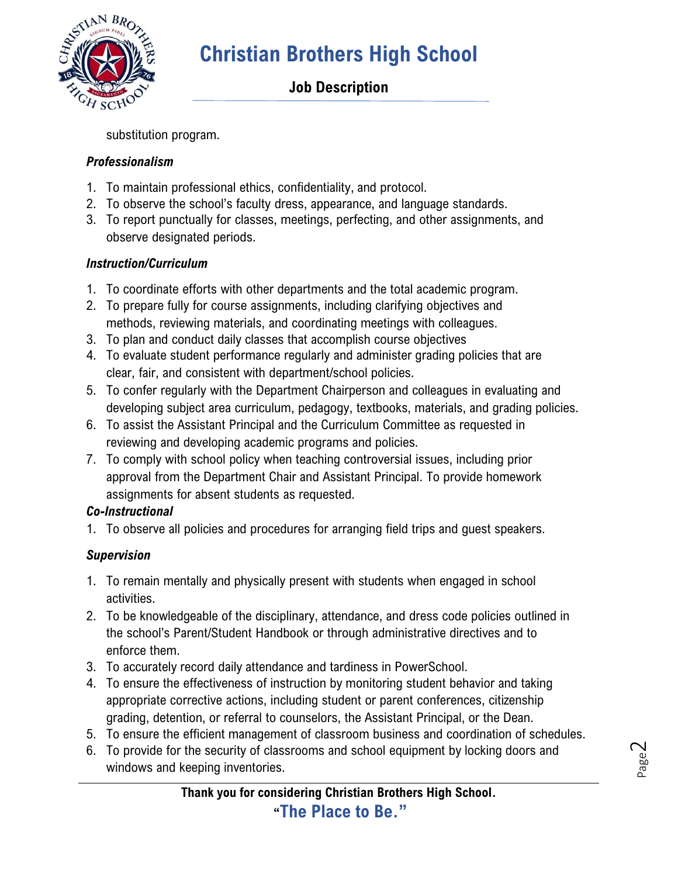substitution program.

### *Professionalism*

1. To maintain professional ethics, confidentiality, and protocol.
2. To observe the school's faculty dress, appearance, and language standards.
3. To report punctually for classes, meetings, perfecting, and other assignments, and observe designated periods.

### *Instruction/Curriculum*

1. To coordinate efforts with other departments and the total academic program.
2. To prepare fully for course assignments, including clarifying objectives and methods, reviewing materials, and coordinating meetings with colleagues.
3. To plan and conduct daily classes that accomplish course objectives
4. To evaluate student performance regularly and administer grading policies that are clear, fair, and consistent with department/school policies.
5. To confer regularly with the Department Chairperson and colleagues in evaluating and developing subject area curriculum, pedagogy, textbooks, materials, and grading policies.
6. To assist the Assistant Principal and the Curriculum Committee as requested in reviewing and developing academic programs and policies.
7. To comply with school policy when teaching controversial issues, including prior approval from the Department Chair and Assistant Principal. To provide homework assignments for absent students as requested.

### *Co-Instructional*

1. To observe all policies and procedures for arranging field trips and guest speakers.

### *Supervision*

1. To remain mentally and physically present with students when engaged in school activities.
2. To be knowledgeable of the disciplinary, attendance, and dress code policies outlined in the school's Parent/Student Handbook or through administrative directives and to enforce them.
3. To accurately record daily attendance and tardiness in PowerSchool.
4. To ensure the effectiveness of instruction by monitoring student behavior and taking appropriate corrective actions, including student or parent conferences, citizenship grading, detention, or referral to counselors, the Assistant Principal, or the Dean.
5. To ensure the efficient management of classroom business and coordination of schedules.
6. To provide for the security of classrooms and school equipment by locking doors and windows and keeping inventories.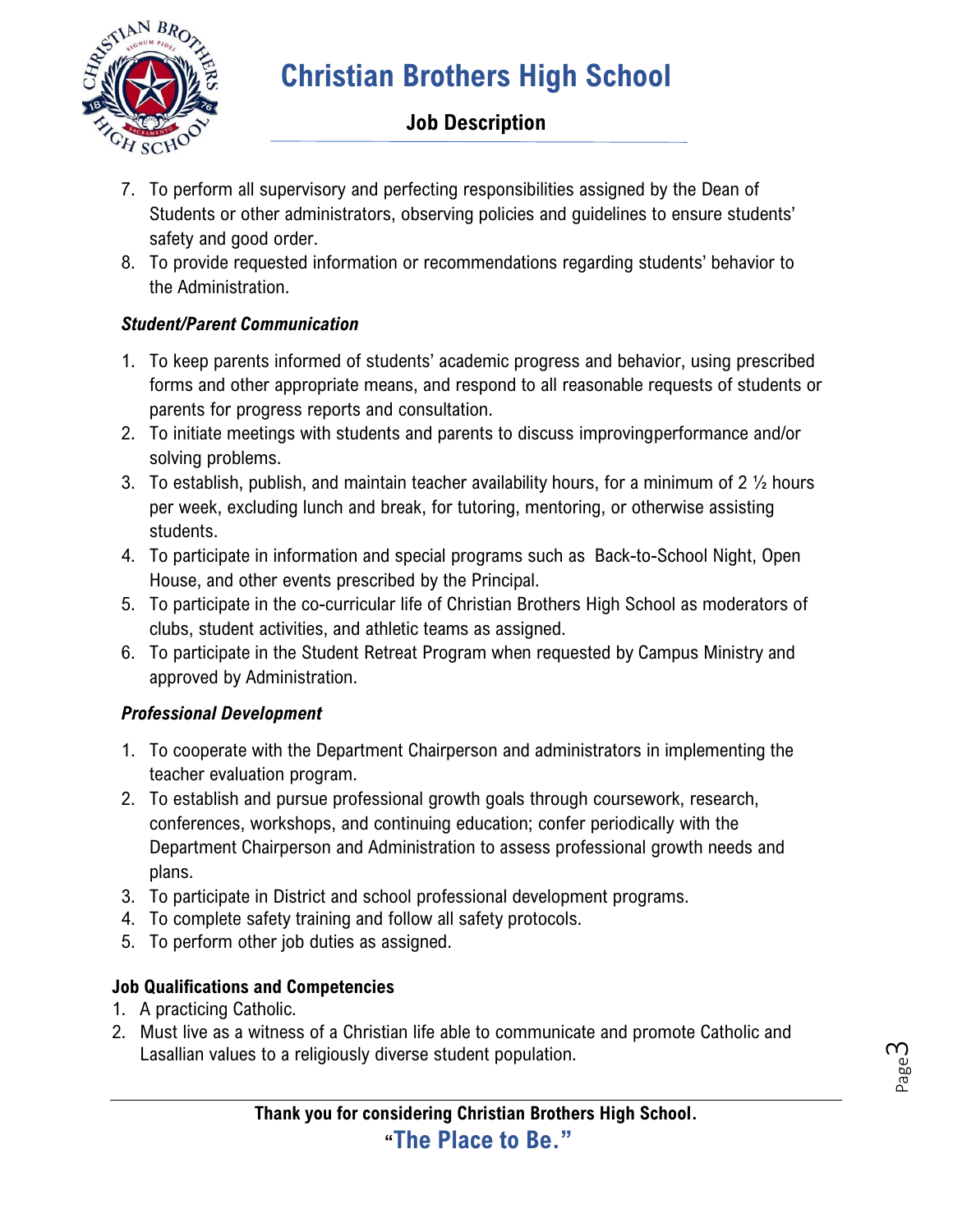7. To perform all supervisory and perfecting responsibilities assigned by the Dean of Students or other administrators, observing policies and guidelines to ensure students' safety and good order.
8. To provide requested information or recommendations regarding students' behavior to the Administration.

***Student/Parent Communication***

1. To keep parents informed of students' academic progress and behavior, using prescribed forms and other appropriate means, and respond to all reasonable requests of students or parents for progress reports and consultation.
2. To initiate meetings with students and parents to discuss improvingperformance and/or solving problems.
3. To establish, publish, and maintain teacher availability hours, for a minimum of 2 ½ hours per week, excluding lunch and break, for tutoring, mentoring, or otherwise assisting students.
4. To participate in information and special programs such as Back-to-School Night, Open House, and other events prescribed by the Principal.
5. To participate in the co-curricular life of Christian Brothers High School as moderators of clubs, student activities, and athletic teams as assigned.
6. To participate in the Student Retreat Program when requested by Campus Ministry and approved by Administration.

***Professional Development***

1. To cooperate with the Department Chairperson and administrators in implementing the teacher evaluation program.
2. To establish and pursue professional growth goals through coursework, research, conferences, workshops, and continuing education; confer periodically with the Department Chairperson and Administration to assess professional growth needs and plans.
3. To participate in District and school professional development programs.
4. To complete safety training and follow all safety protocols.
5. To perform other job duties as assigned.

**Job Qualifications and Competencies**

1. A practicing Catholic.
2. Must live as a witness of a Christian life able to communicate and promote Catholic and Lasallian values to a religiously diverse student population.

**Thank you for considering Christian Brothers High School.**

**"The Place to Be."**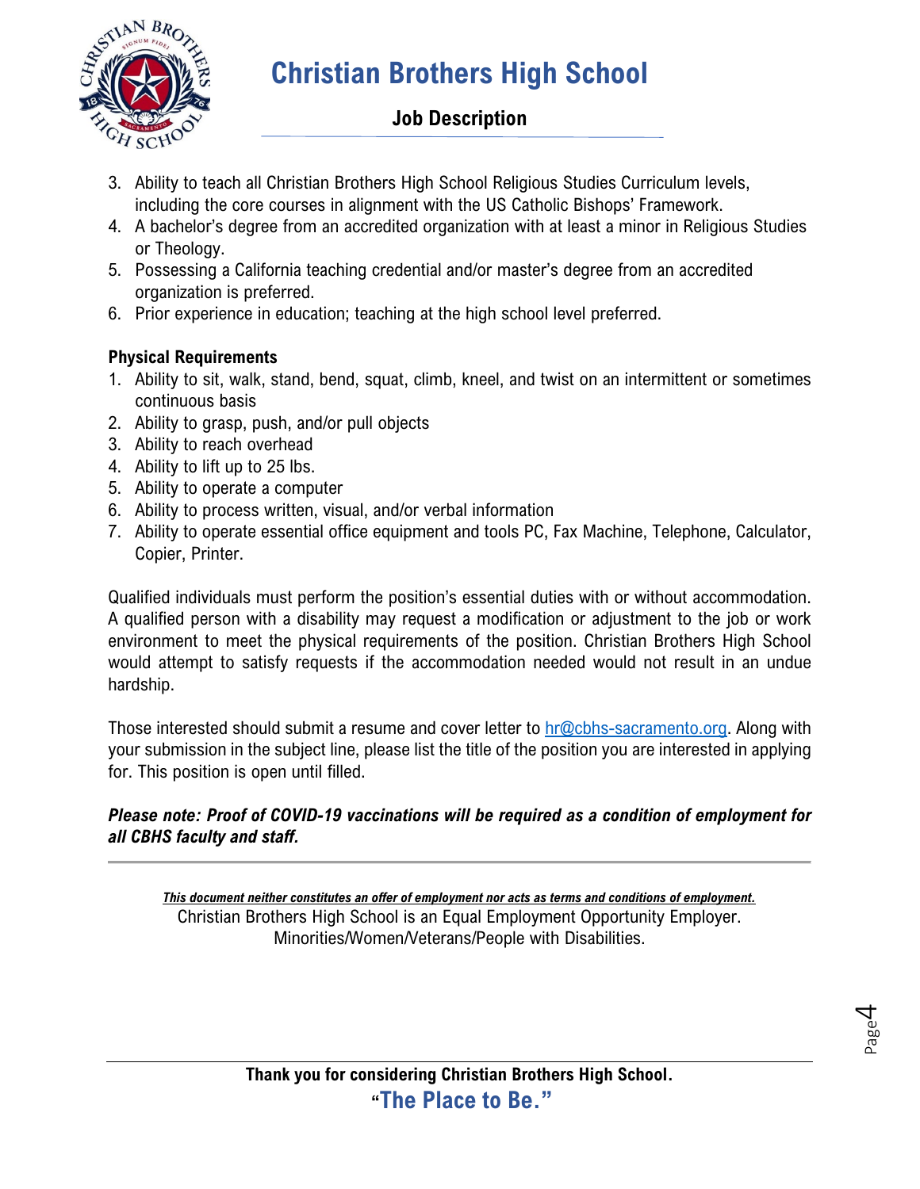# Christian Brothers High School

## Job Description

3. Ability to teach all Christian Brothers High School Religious Studies Curriculum levels, including the core courses in alignment with the US Catholic Bishops' Framework.
4. A bachelor's degree from an accredited organization with at least a minor in Religious Studies or Theology.
5. Possessing a California teaching credential and/or master's degree from an accredited organization is preferred.
6. Prior experience in education; teaching at the high school level preferred.

**Physical Requirements**

1. Ability to sit, walk, stand, bend, squat, climb, kneel, and twist on an intermittent or sometimes continuous basis
2. Ability to grasp, push, and/or pull objects
3. Ability to reach overhead
4. Ability to lift up to 25 lbs.
5. Ability to operate a computer
6. Ability to process written, visual, and/or verbal information
7. Ability to operate essential office equipment and tools PC, Fax Machine, Telephone, Calculator, Copier, Printer.

Qualified individuals must perform the position's essential duties with or without accommodation. A qualified person with a disability may request a modification or adjustment to the job or work environment to meet the physical requirements of the position. Christian Brothers High School would attempt to satisfy requests if the accommodation needed would not result in an undue hardship.

Those interested should submit a resume and cover letter to hr@cbhs-sacramento.org. Along with your submission in the subject line, please list the title of the position you are interested in applying for. This position is open until filled.

***Please note: Proof of COVID-19 vaccinations will be required as a condition of employment for all CBHS faculty and staff.***

---

***This document neither constitutes an offer of employment nor acts as terms and conditions of employment.***

Christian Brothers High School is an Equal Employment Opportunity Employer.
Minorities/Women/Veterans/People with Disabilities.

**Thank you for considering Christian Brothers High School.**

**"The Place to Be."**